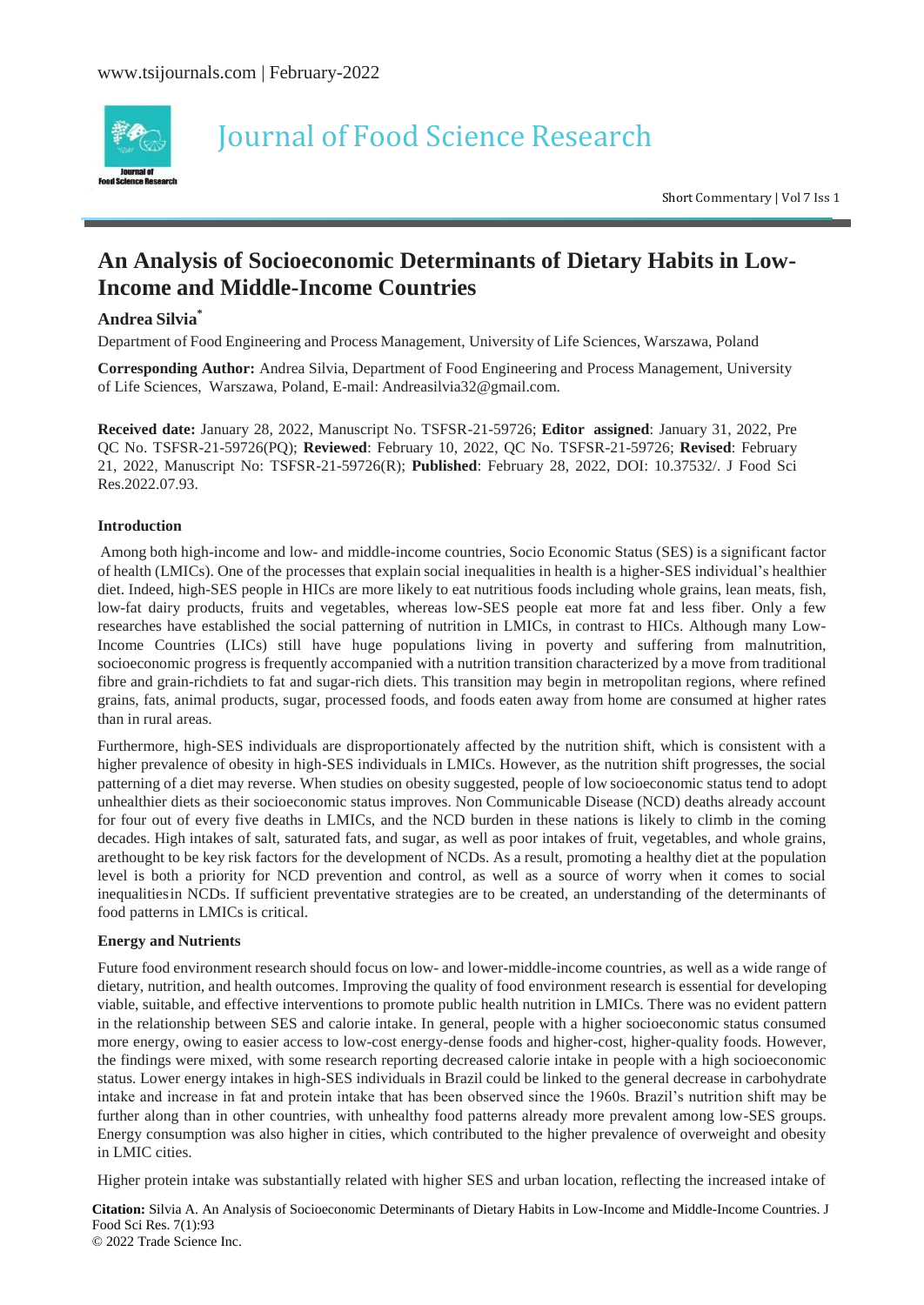# An Analysis of Socioeconomic Determinants of Dietary Habits in Low-Income and Middle-Income Countries

**Andrea Silvia***

Department of Food Engineering and Process Management, University of Life Sciences, Warszawa, Poland

**Corresponding Author:** Andrea Silvia, Department of Food Engineering and Process Management, University of Life Sciences, Warszawa, Poland, E-mail: Andreasilvia32@gmail.com.

**Received date:** January 28, 2022, Manuscript No. TSFSR-21-59726; **Editor assigned**: January 31, 2022, Pre QC No. TSFSR-21-59726(PQ); **Reviewed**: February 10, 2022, QC No. TSFSR-21-59726; **Revised**: February 21, 2022, Manuscript No: TSFSR-21-59726(R); **Published**: February 28, 2022, DOI: 10.37532/. J Food Sci Res.2022.07.93.

**Introduction**

Among both high-income and low- and middle-income countries, Socio Economic Status (SES) is a significant factor of health (LMICs). One of the processes that explain social inequalities in health is a higher-SES individual's healthier diet. Indeed, high-SES people in HICs are more likely to eat nutritious foods including whole grains, lean meats, fish, low-fat dairy products, fruits and vegetables, whereas low-SES people eat more fat and less fiber. Only a few researches have established the social patterning of nutrition in LMICs, in contrast to HICs. Although many Low-Income Countries (LICs) still have huge populations living in poverty and suffering from malnutrition, socioeconomic progress is frequently accompanied with a nutrition transition characterized by a move from traditional fibre and grain-richdiets to fat and sugar-rich diets. This transition may begin in metropolitan regions, where refined grains, fats, animal products, sugar, processed foods, and foods eaten away from home are consumed at higher rates than in rural areas.

Furthermore, high-SES individuals are disproportionately affected by the nutrition shift, which is consistent with a higher prevalence of obesity in high-SES individuals in LMICs. However, as the nutrition shift progresses, the social patterning of a diet may reverse. When studies on obesity suggested, people of low socioeconomic status tend to adopt unhealthier diets as their socioeconomic status improves. Non Communicable Disease (NCD) deaths already account for four out of every five deaths in LMICs, and the NCD burden in these nations is likely to climb in the coming decades. High intakes of salt, saturated fats, and sugar, as well as poor intakes of fruit, vegetables, and whole grains, arethought to be key risk factors for the development of NCDs. As a result, promoting a healthy diet at the population level is both a priority for NCD prevention and control, as well as a source of worry when it comes to social inequalitiesin NCDs. If sufficient preventative strategies are to be created, an understanding of the determinants of food patterns in LMICs is critical.

**Energy and Nutrients**

Future food environment research should focus on low- and lower-middle-income countries, as well as a wide range of dietary, nutrition, and health outcomes. Improving the quality of food environment research is essential for developing viable, suitable, and effective interventions to promote public health nutrition in LMICs. There was no evident pattern in the relationship between SES and calorie intake. In general, people with a higher socioeconomic status consumed more energy, owing to easier access to low-cost energy-dense foods and higher-cost, higher-quality foods. However, the findings were mixed, with some research reporting decreased calorie intake in people with a high socioeconomic status. Lower energy intakes in high-SES individuals in Brazil could be linked to the general decrease in carbohydrate intake and increase in fat and protein intake that has been observed since the 1960s. Brazil's nutrition shift may be further along than in other countries, with unhealthy food patterns already more prevalent among low-SES groups. Energy consumption was also higher in cities, which contributed to the higher prevalence of overweight and obesity in LMIC cities.

Higher protein intake was substantially related with higher SES and urban location, reflecting the increased intake of

**Citation:** Silvia A. An Analysis of Socioeconomic Determinants of Dietary Habits in Low-Income and Middle-Income Countries. J Food Sci Res. 7(1):93

© 2022 Trade Science Inc.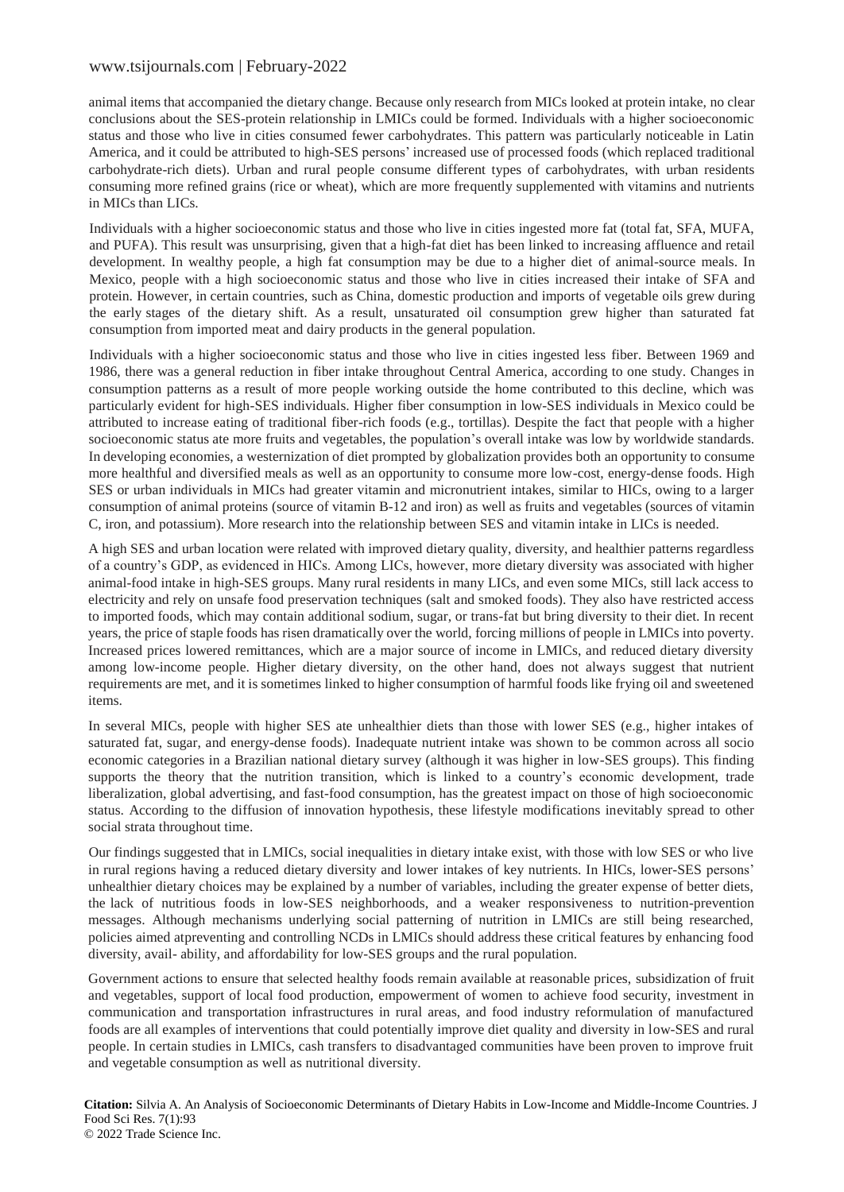animal items that accompanied the dietary change. Because only research from MICs looked at protein intake, no clear conclusions about the SES-protein relationship in LMICs could be formed. Individuals with a higher socioeconomic status and those who live in cities consumed fewer carbohydrates. This pattern was particularly noticeable in Latin America, and it could be attributed to high-SES persons' increased use of processed foods (which replaced traditional carbohydrate-rich diets). Urban and rural people consume different types of carbohydrates, with urban residents consuming more refined grains (rice or wheat), which are more frequently supplemented with vitamins and nutrients in MICs than LICs.

Individuals with a higher socioeconomic status and those who live in cities ingested more fat (total fat, SFA, MUFA, and PUFA). This result was unsurprising, given that a high-fat diet has been linked to increasing affluence and retail development. In wealthy people, a high fat consumption may be due to a higher diet of animal-source meals. In Mexico, people with a high socioeconomic status and those who live in cities increased their intake of SFA and protein. However, in certain countries, such as China, domestic production and imports of vegetable oils grew during the early stages of the dietary shift. As a result, unsaturated oil consumption grew higher than saturated fat consumption from imported meat and dairy products in the general population.

Individuals with a higher socioeconomic status and those who live in cities ingested less fiber. Between 1969 and 1986, there was a general reduction in fiber intake throughout Central America, according to one study. Changes in consumption patterns as a result of more people working outside the home contributed to this decline, which was particularly evident for high-SES individuals. Higher fiber consumption in low-SES individuals in Mexico could be attributed to increase eating of traditional fiber-rich foods (e.g., tortillas). Despite the fact that people with a higher socioeconomic status ate more fruits and vegetables, the population's overall intake was low by worldwide standards. In developing economies, a westernization of diet prompted by globalization provides both an opportunity to consume more healthful and diversified meals as well as an opportunity to consume more low-cost, energy-dense foods. High SES or urban individuals in MICs had greater vitamin and micronutrient intakes, similar to HICs, owing to a larger consumption of animal proteins (source of vitamin B-12 and iron) as well as fruits and vegetables (sources of vitamin C, iron, and potassium). More research into the relationship between SES and vitamin intake in LICs is needed.

A high SES and urban location were related with improved dietary quality, diversity, and healthier patterns regardless of a country's GDP, as evidenced in HICs. Among LICs, however, more dietary diversity was associated with higher animal-food intake in high-SES groups. Many rural residents in many LICs, and even some MICs, still lack access to electricity and rely on unsafe food preservation techniques (salt and smoked foods). They also have restricted access to imported foods, which may contain additional sodium, sugar, or trans-fat but bring diversity to their diet. In recent years, the price of staple foods has risen dramatically over the world, forcing millions of people in LMICs into poverty. Increased prices lowered remittances, which are a major source of income in LMICs, and reduced dietary diversity among low-income people. Higher dietary diversity, on the other hand, does not always suggest that nutrient requirements are met, and it is sometimes linked to higher consumption of harmful foods like frying oil and sweetened items.

In several MICs, people with higher SES ate unhealthier diets than those with lower SES (e.g., higher intakes of saturated fat, sugar, and energy-dense foods). Inadequate nutrient intake was shown to be common across all socio economic categories in a Brazilian national dietary survey (although it was higher in low-SES groups). This finding supports the theory that the nutrition transition, which is linked to a country's economic development, trade liberalization, global advertising, and fast-food consumption, has the greatest impact on those of high socioeconomic status. According to the diffusion of innovation hypothesis, these lifestyle modifications inevitably spread to other social strata throughout time.

Our findings suggested that in LMICs, social inequalities in dietary intake exist, with those with low SES or who live in rural regions having a reduced dietary diversity and lower intakes of key nutrients. In HICs, lower-SES persons' unhealthier dietary choices may be explained by a number of variables, including the greater expense of better diets, the lack of nutritious foods in low-SES neighborhoods, and a weaker responsiveness to nutrition-prevention messages. Although mechanisms underlying social patterning of nutrition in LMICs are still being researched, policies aimed atpreventing and controlling NCDs in LMICs should address these critical features by enhancing food diversity, avail- ability, and affordability for low-SES groups and the rural population.

Government actions to ensure that selected healthy foods remain available at reasonable prices, subsidization of fruit and vegetables, support of local food production, empowerment of women to achieve food security, investment in communication and transportation infrastructures in rural areas, and food industry reformulation of manufactured foods are all examples of interventions that could potentially improve diet quality and diversity in low-SES and rural people. In certain studies in LMICs, cash transfers to disadvantaged communities have been proven to improve fruit and vegetable consumption as well as nutritional diversity.

**Citation:** Silvia A. An Analysis of Socioeconomic Determinants of Dietary Habits in Low-Income and Middle-Income Countries. J Food Sci Res. 7(1):93
© 2022 Trade Science Inc.